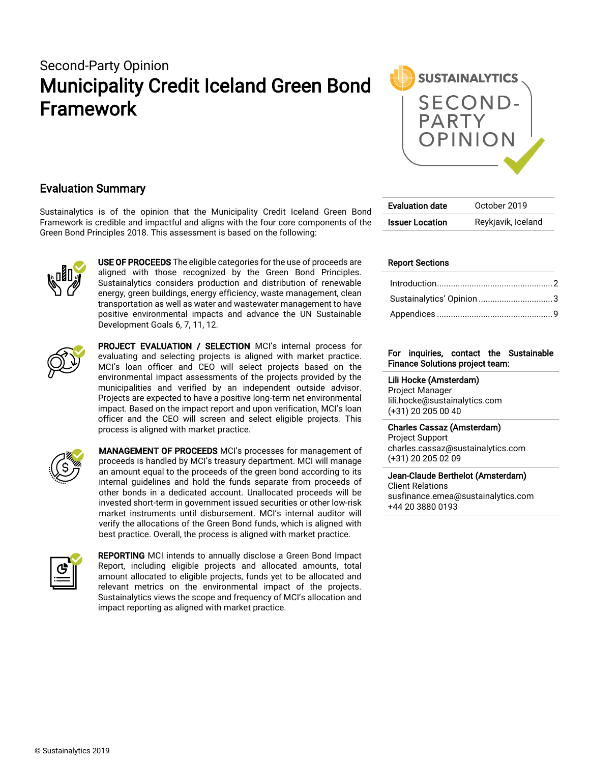Second-Party Opinion

# Municipality Credit Iceland Green Bond Framework

SUSTAINALYTICS SECOND-PARTY OPINION

## Evaluation Summary

Sustainalytics is of the opinion that the Municipality Credit Iceland Green Bond Framework is credible and impactful and aligns with the four core components of the Green Bond Principles 2018. This assessment is based on the following:

**USE OF PROCEEDS** The eligible categories for the use of proceeds are aligned with those recognized by the Green Bond Principles. Sustainalytics considers production and distribution of renewable energy, green buildings, energy efficiency, waste management, clean transportation as well as water and wastewater management to have positive environmental impacts and advance the UN Sustainable Development Goals 6, 7, 11, 12.

**PROJECT EVALUATION / SELECTION** MCI's internal process for evaluating and selecting projects is aligned with market practice. MCI's loan officer and CEO will select projects based on the environmental impact assessments of the projects provided by the municipalities and verified by an independent outside advisor. Projects are expected to have a positive long-term net environmental impact. Based on the impact report and upon verification, MCI's loan officer and the CEO will screen and select eligible projects. This process is aligned with market practice.

**MANAGEMENT OF PROCEEDS** MCI's processes for management of proceeds is handled by MCI's treasury department. MCI will manage an amount equal to the proceeds of the green bond according to its internal guidelines and hold the funds separate from proceeds of other bonds in a dedicated account. Unallocated proceeds will be invested short-term in government issued securities or other low-risk market instruments until disbursement. MCI's internal auditor will verify the allocations of the Green Bond funds, which is aligned with best practice. Overall, the process is aligned with market practice.

**REPORTING** MCI intends to annually disclose a Green Bond Impact Report, including eligible projects and allocated amounts, total amount allocated to eligible projects, funds yet to be allocated and relevant metrics on the environmental impact of the projects. Sustainalytics views the scope and frequency of MCI's allocation and impact reporting as aligned with market practice.

| | |
|---|---|
| **Evaluation date** | October 2019 |
| **Issuer Location** | Reykjavik, Iceland |

**Report Sections**

- Introduction .......... 2
- Sustainalytics' Opinion .......... 3
- Appendices .......... 9

**For inquiries, contact the Sustainable Finance Solutions project team:**

**Lili Hocke (Amsterdam)**
Project Manager
lili.hocke@sustainalytics.com
(+31) 20 205 00 40

**Charles Cassaz (Amsterdam)**
Project Support
charles.cassaz@sustainalytics.com
(+31) 20 205 02 09

**Jean-Claude Berthelot (Amsterdam)**
Client Relations
susfinance.emea@sustainalytics.com
+44 20 3880 0193

© Sustainalytics 2019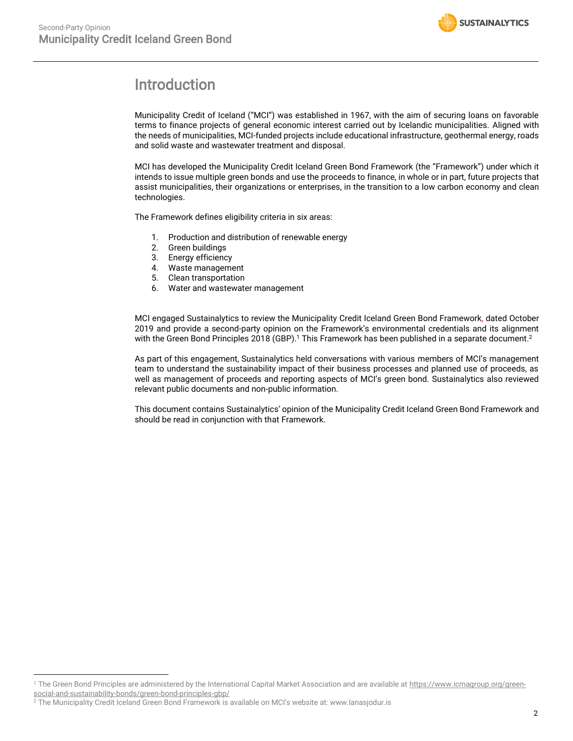# Introduction

Municipality Credit of Iceland ("MCI") was established in 1967, with the aim of securing loans on favorable terms to finance projects of general economic interest carried out by Icelandic municipalities. Aligned with the needs of municipalities, MCI-funded projects include educational infrastructure, geothermal energy, roads and solid waste and wastewater treatment and disposal.

MCI has developed the Municipality Credit Iceland Green Bond Framework (the "Framework") under which it intends to issue multiple green bonds and use the proceeds to finance, in whole or in part, future projects that assist municipalities, their organizations or enterprises, in the transition to a low carbon economy and clean technologies.

The Framework defines eligibility criteria in six areas:

1. Production and distribution of renewable energy
2. Green buildings
3. Energy efficiency
4. Waste management
5. Clean transportation
6. Water and wastewater management

MCI engaged Sustainalytics to review the Municipality Credit Iceland Green Bond Framework, dated October 2019 and provide a second-party opinion on the Framework's environmental credentials and its alignment with the Green Bond Principles 2018 (GBP).[1] This Framework has been published in a separate document.[2]

As part of this engagement, Sustainalytics held conversations with various members of MCI's management team to understand the sustainability impact of their business processes and planned use of proceeds, as well as management of proceeds and reporting aspects of MCI's green bond. Sustainalytics also reviewed relevant public documents and non-public information.

This document contains Sustainalytics' opinion of the Municipality Credit Iceland Green Bond Framework and should be read in conjunction with that Framework.

---

[1] The Green Bond Principles are administered by the International Capital Market Association and are available at https://www.icmagroup.org/green-social-and-sustainability-bonds/green-bond-principles-gbp/

[2] The Municipality Credit Iceland Green Bond Framework is available on MCI's website at: www.lanasjodur.is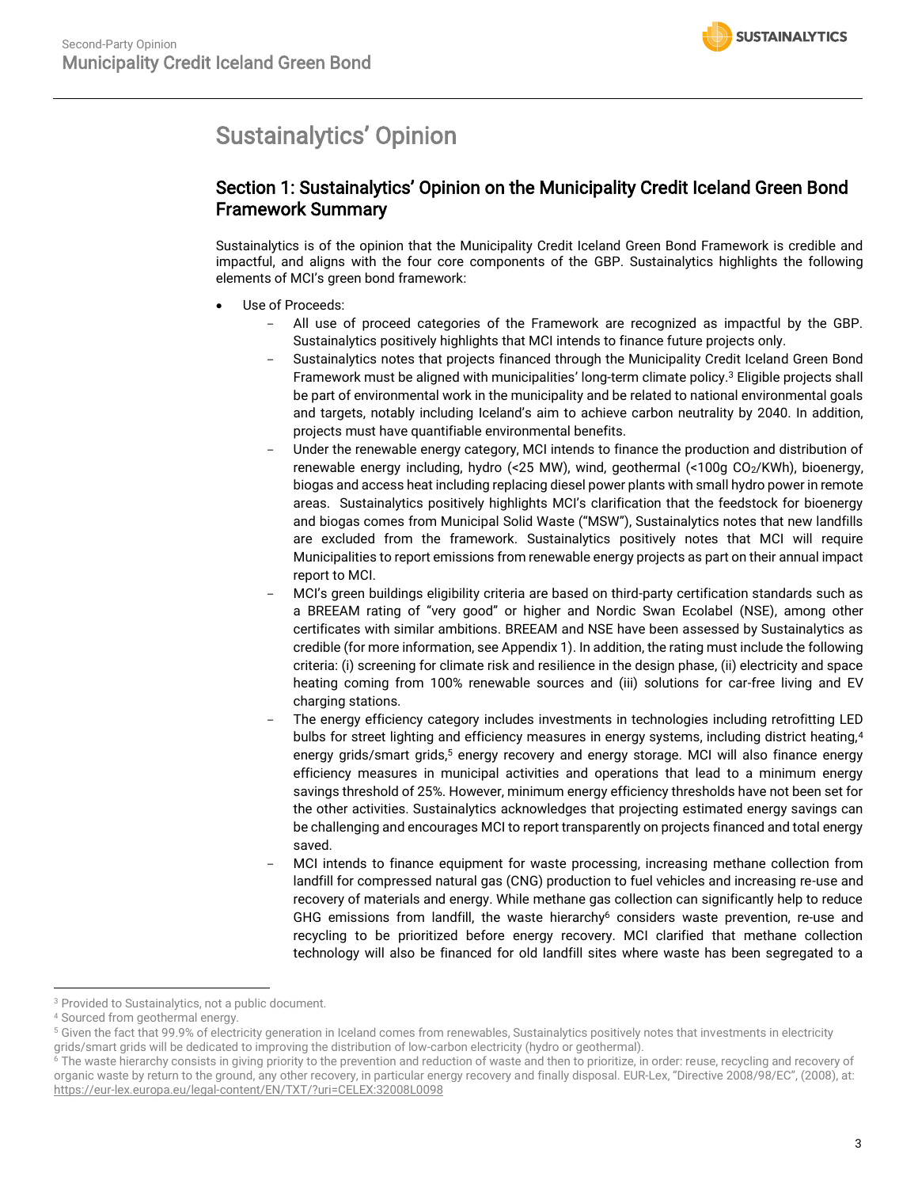# Sustainalytics' Opinion

## Section 1: Sustainalytics' Opinion on the Municipality Credit Iceland Green Bond Framework Summary

Sustainalytics is of the opinion that the Municipality Credit Iceland Green Bond Framework is credible and impactful, and aligns with the four core components of the GBP. Sustainalytics highlights the following elements of MCI's green bond framework:

- Use of Proceeds:
  - All use of proceed categories of the Framework are recognized as impactful by the GBP. Sustainalytics positively highlights that MCI intends to finance future projects only.
  - Sustainalytics notes that projects financed through the Municipality Credit Iceland Green Bond Framework must be aligned with municipalities' long-term climate policy.[3] Eligible projects shall be part of environmental work in the municipality and be related to national environmental goals and targets, notably including Iceland's aim to achieve carbon neutrality by 2040. In addition, projects must have quantifiable environmental benefits.
  - Under the renewable energy category, MCI intends to finance the production and distribution of renewable energy including, hydro (<25 MW), wind, geothermal (<100g $CO_2$/KWh), bioenergy, biogas and access heat including replacing diesel power plants with small hydro power in remote areas. Sustainalytics positively highlights MCI's clarification that the feedstock for bioenergy and biogas comes from Municipal Solid Waste ("MSW"), Sustainalytics notes that new landfills are excluded from the framework. Sustainalytics positively notes that MCI will require Municipalities to report emissions from renewable energy projects as part on their annual impact report to MCI.
  - MCI's green buildings eligibility criteria are based on third-party certification standards such as a BREEAM rating of "very good" or higher and Nordic Swan Ecolabel (NSE), among other certificates with similar ambitions. BREEAM and NSE have been assessed by Sustainalytics as credible (for more information, see Appendix 1). In addition, the rating must include the following criteria: (i) screening for climate risk and resilience in the design phase, (ii) electricity and space heating coming from 100% renewable sources and (iii) solutions for car-free living and EV charging stations.
  - The energy efficiency category includes investments in technologies including retrofitting LED bulbs for street lighting and efficiency measures in energy systems, including district heating,[4] energy grids/smart grids,[5] energy recovery and energy storage. MCI will also finance energy efficiency measures in municipal activities and operations that lead to a minimum energy savings threshold of 25%. However, minimum energy efficiency thresholds have not been set for the other activities. Sustainalytics acknowledges that projecting estimated energy savings can be challenging and encourages MCI to report transparently on projects financed and total energy saved.
  - MCI intends to finance equipment for waste processing, increasing methane collection from landfill for compressed natural gas (CNG) production to fuel vehicles and increasing re-use and recovery of materials and energy. While methane gas collection can significantly help to reduce GHG emissions from landfill, the waste hierarchy[6] considers waste prevention, re-use and recycling to be prioritized before energy recovery. MCI clarified that methane collection technology will also be financed for old landfill sites where waste has been segregated to a

---

[3] Provided to Sustainalytics, not a public document.

[4] Sourced from geothermal energy.

[5] Given the fact that 99.9% of electricity generation in Iceland comes from renewables, Sustainalytics positively notes that investments in electricity grids/smart grids will be dedicated to improving the distribution of low-carbon electricity (hydro or geothermal).

[6] The waste hierarchy consists in giving priority to the prevention and reduction of waste and then to prioritize, in order: reuse, recycling and recovery of organic waste by return to the ground, any other recovery, in particular energy recovery and finally disposal. EUR-Lex, "Directive 2008/98/EC", (2008), at: https://eur-lex.europa.eu/legal-content/EN/TXT/?uri=CELEX:32008L0098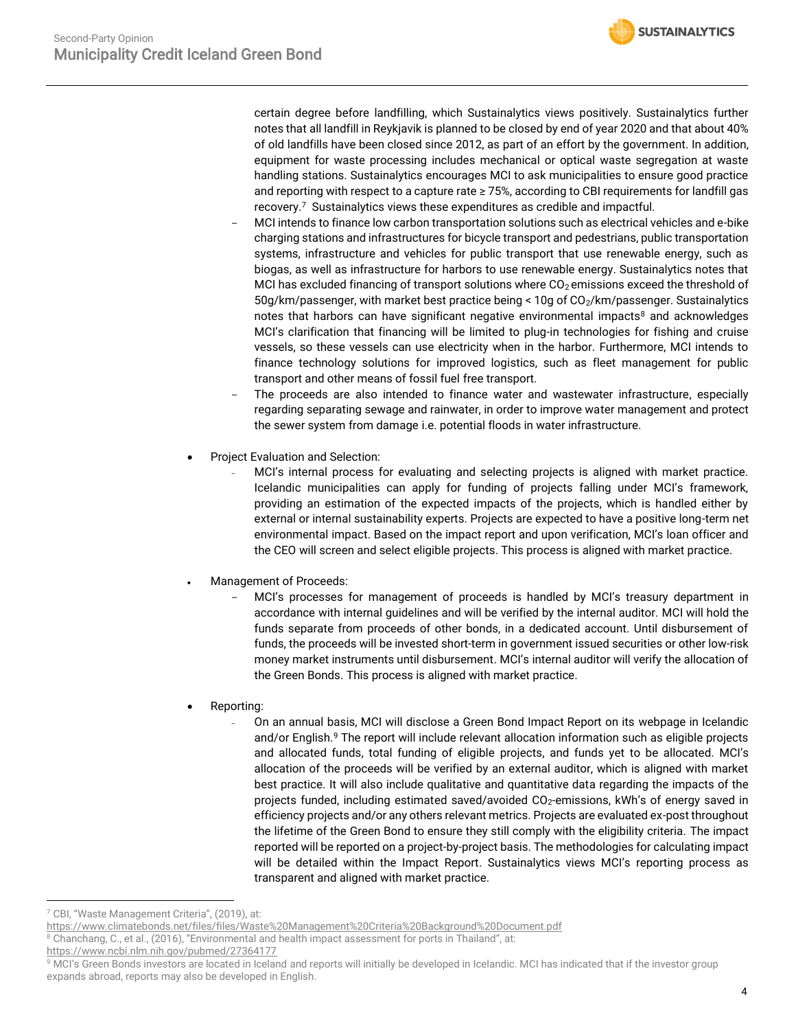certain degree before landfilling, which Sustainalytics views positively. Sustainalytics further notes that all landfill in Reykjavik is planned to be closed by end of year 2020 and that about 40% of old landfills have been closed since 2012, as part of an effort by the government. In addition, equipment for waste processing includes mechanical or optical waste segregation at waste handling stations. Sustainalytics encourages MCI to ask municipalities to ensure good practice and reporting with respect to a capture rate ≥ 75%, according to CBI requirements for landfill gas recovery.[7] Sustainalytics views these expenditures as credible and impactful.

  - MCI intends to finance low carbon transportation solutions such as electrical vehicles and e-bike charging stations and infrastructures for bicycle transport and pedestrians, public transportation systems, infrastructure and vehicles for public transport that use renewable energy, such as biogas, as well as infrastructure for harbors to use renewable energy. Sustainalytics notes that MCI has excluded financing of transport solutions where $CO_2$ emissions exceed the threshold of 50g/km/passenger, with market best practice being < 10g of $CO_2$/km/passenger. Sustainalytics notes that harbors can have significant negative environmental impacts[8] and acknowledges MCI's clarification that financing will be limited to plug-in technologies for fishing and cruise vessels, so these vessels can use electricity when in the harbor. Furthermore, MCI intends to finance technology solutions for improved logistics, such as fleet management for public transport and other means of fossil fuel free transport.
  - The proceeds are also intended to finance water and wastewater infrastructure, especially regarding separating sewage and rainwater, in order to improve water management and protect the sewer system from damage i.e. potential floods in water infrastructure.

- Project Evaluation and Selection:
  - MCI's internal process for evaluating and selecting projects is aligned with market practice. Icelandic municipalities can apply for funding of projects falling under MCI's framework, providing an estimation of the expected impacts of the projects, which is handled either by external or internal sustainability experts. Projects are expected to have a positive long-term net environmental impact. Based on the impact report and upon verification, MCI's loan officer and the CEO will screen and select eligible projects. This process is aligned with market practice.

- Management of Proceeds:
  - MCI's processes for management of proceeds is handled by MCI's treasury department in accordance with internal guidelines and will be verified by the internal auditor. MCI will hold the funds separate from proceeds of other bonds, in a dedicated account. Until disbursement of funds, the proceeds will be invested short-term in government issued securities or other low-risk money market instruments until disbursement. MCI's internal auditor will verify the allocation of the Green Bonds. This process is aligned with market practice.

- Reporting:
  - On an annual basis, MCI will disclose a Green Bond Impact Report on its webpage in Icelandic and/or English.[9] The report will include relevant allocation information such as eligible projects and allocated funds, total funding of eligible projects, and funds yet to be allocated. MCI's allocation of the proceeds will be verified by an external auditor, which is aligned with market best practice. It will also include qualitative and quantitative data regarding the impacts of the projects funded, including estimated saved/avoided $CO_2$-emissions, kWh's of energy saved in efficiency projects and/or any others relevant metrics. Projects are evaluated ex-post throughout the lifetime of the Green Bond to ensure they still comply with the eligibility criteria. The impact reported will be reported on a project-by-project basis. The methodologies for calculating impact will be detailed within the Impact Report. Sustainalytics views MCI's reporting process as transparent and aligned with market practice.

---

[7] CBI, "Waste Management Criteria", (2019), at: https://www.climatebonds.net/files/files/Waste%20Management%20Criteria%20Background%20Document.pdf

[8] Chanchang, C., et al., (2016), "Environmental and health impact assessment for ports in Thailand", at: https://www.ncbi.nlm.nih.gov/pubmed/27364177

[9] MCI's Green Bonds investors are located in Iceland and reports will initially be developed in Icelandic. MCI has indicated that if the investor group expands abroad, reports may also be developed in English.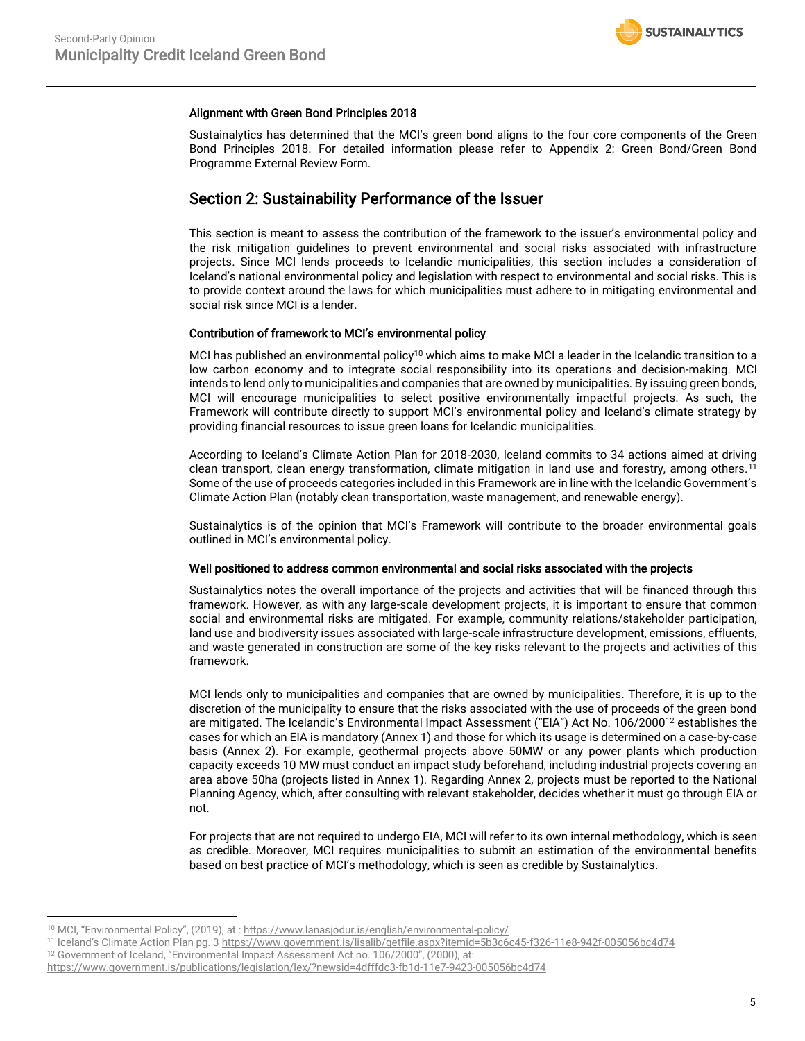### Alignment with Green Bond Principles 2018

Sustainalytics has determined that the MCI's green bond aligns to the four core components of the Green Bond Principles 2018. For detailed information please refer to Appendix 2: Green Bond/Green Bond Programme External Review Form.

## Section 2: Sustainability Performance of the Issuer

This section is meant to assess the contribution of the framework to the issuer's environmental policy and the risk mitigation guidelines to prevent environmental and social risks associated with infrastructure projects. Since MCI lends proceeds to Icelandic municipalities, this section includes a consideration of Iceland's national environmental policy and legislation with respect to environmental and social risks. This is to provide context around the laws for which municipalities must adhere to in mitigating environmental and social risk since MCI is a lender.

### Contribution of framework to MCI's environmental policy

MCI has published an environmental policy[10] which aims to make MCI a leader in the Icelandic transition to a low carbon economy and to integrate social responsibility into its operations and decision-making. MCI intends to lend only to municipalities and companies that are owned by municipalities. By issuing green bonds, MCI will encourage municipalities to select positive environmentally impactful projects. As such, the Framework will contribute directly to support MCI's environmental policy and Iceland's climate strategy by providing financial resources to issue green loans for Icelandic municipalities.

According to Iceland's Climate Action Plan for 2018-2030, Iceland commits to 34 actions aimed at driving clean transport, clean energy transformation, climate mitigation in land use and forestry, among others.[11] Some of the use of proceeds categories included in this Framework are in line with the Icelandic Government's Climate Action Plan (notably clean transportation, waste management, and renewable energy).

Sustainalytics is of the opinion that MCI's Framework will contribute to the broader environmental goals outlined in MCI's environmental policy.

### Well positioned to address common environmental and social risks associated with the projects

Sustainalytics notes the overall importance of the projects and activities that will be financed through this framework. However, as with any large-scale development projects, it is important to ensure that common social and environmental risks are mitigated. For example, community relations/stakeholder participation, land use and biodiversity issues associated with large-scale infrastructure development, emissions, effluents, and waste generated in construction are some of the key risks relevant to the projects and activities of this framework.

MCI lends only to municipalities and companies that are owned by municipalities. Therefore, it is up to the discretion of the municipality to ensure that the risks associated with the use of proceeds of the green bond are mitigated. The Icelandic's Environmental Impact Assessment ("EIA") Act No. 106/2000[12] establishes the cases for which an EIA is mandatory (Annex 1) and those for which its usage is determined on a case-by-case basis (Annex 2). For example, geothermal projects above 50MW or any power plants which production capacity exceeds 10 MW must conduct an impact study beforehand, including industrial projects covering an area above 50ha (projects listed in Annex 1). Regarding Annex 2, projects must be reported to the National Planning Agency, which, after consulting with relevant stakeholder, decides whether it must go through EIA or not.

For projects that are not required to undergo EIA, MCI will refer to its own internal methodology, which is seen as credible. Moreover, MCI requires municipalities to submit an estimation of the environmental benefits based on best practice of MCI's methodology, which is seen as credible by Sustainalytics.

---

[10] MCI, "Environmental Policy", (2019), at : https://www.lanasjodur.is/english/environmental-policy/

[11] Iceland's Climate Action Plan pg. 3 https://www.government.is/lisalib/getfile.aspx?itemid=5b3c6c45-f326-11e8-942f-005056bc4d74

[12] Government of Iceland, "Environmental Impact Assessment Act no. 106/2000", (2000), at: https://www.government.is/publications/legislation/lex/?newsid=4dfffdc3-fb1d-11e7-9423-005056bc4d74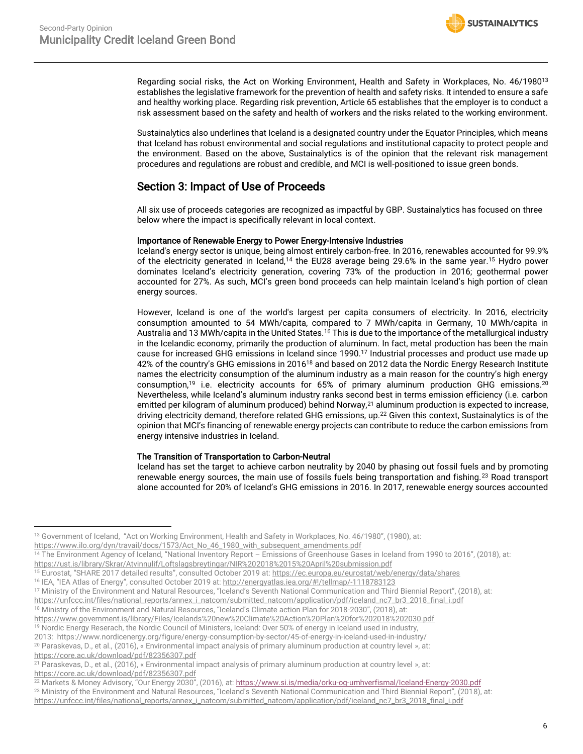Regarding social risks, the Act on Working Environment, Health and Safety in Workplaces, No. 46/1980[13] establishes the legislative framework for the prevention of health and safety risks. It intended to ensure a safe and healthy working place. Regarding risk prevention, Article 65 establishes that the employer is to conduct a risk assessment based on the safety and health of workers and the risks related to the working environment.

Sustainalytics also underlines that Iceland is a designated country under the Equator Principles, which means that Iceland has robust environmental and social regulations and institutional capacity to protect people and the environment. Based on the above, Sustainalytics is of the opinion that the relevant risk management procedures and regulations are robust and credible, and MCI is well-positioned to issue green bonds.

## Section 3: Impact of Use of Proceeds

All six use of proceeds categories are recognized as impactful by GBP. Sustainalytics has focused on three below where the impact is specifically relevant in local context.

### Importance of Renewable Energy to Power Energy-Intensive Industries

Iceland's energy sector is unique, being almost entirely carbon-free. In 2016, renewables accounted for 99.9% of the electricity generated in Iceland,[14] the EU28 average being 29.6% in the same year.[15] Hydro power dominates Iceland's electricity generation, covering 73% of the production in 2016; geothermal power accounted for 27%. As such, MCI's green bond proceeds can help maintain Iceland's high portion of clean energy sources.

However, Iceland is one of the world's largest per capita consumers of electricity. In 2016, electricity consumption amounted to 54 MWh/capita, compared to 7 MWh/capita in Germany, 10 MWh/capita in Australia and 13 MWh/capita in the United States.[16] This is due to the importance of the metallurgical industry in the Icelandic economy, primarily the production of aluminum. In fact, metal production has been the main cause for increased GHG emissions in Iceland since 1990.[17] Industrial processes and product use made up 42% of the country's GHG emissions in 2016[18] and based on 2012 data the Nordic Energy Research Institute names the electricity consumption of the aluminum industry as a main reason for the country's high energy consumption,[19] i.e. electricity accounts for 65% of primary aluminum production GHG emissions.[20] Nevertheless, while Iceland's aluminum industry ranks second best in terms emission efficiency (i.e. carbon emitted per kilogram of aluminum produced) behind Norway,[21] aluminum production is expected to increase, driving electricity demand, therefore related GHG emissions, up.[22] Given this context, Sustainalytics is of the opinion that MCI's financing of renewable energy projects can contribute to reduce the carbon emissions from energy intensive industries in Iceland.

### The Transition of Transportation to Carbon-Neutral

Iceland has set the target to achieve carbon neutrality by 2040 by phasing out fossil fuels and by promoting renewable energy sources, the main use of fossils fuels being transportation and fishing.[23] Road transport alone accounted for 20% of Iceland's GHG emissions in 2016. In 2017, renewable energy sources accounted

---

[13] Government of Iceland, "Act on Working Environment, Health and Safety in Workplaces, No. 46/1980", (1980), at: https://www.ilo.org/dyn/travail/docs/1573/Act_No_46_1980_with_subsequent_amendments.pdf

[14] The Environment Agency of Iceland, "National Inventory Report – Emissions of Greenhouse Gases in Iceland from 1990 to 2016", (2018), at: https://ust.is/library/Skrar/Atvinnulif/Loftslagsbreytingar/NIR%202018%2015%20April%20submission.pdf

[15] Eurostat, "SHARE 2017 detailed results", consulted October 2019 at: https://ec.europa.eu/eurostat/web/energy/data/shares

[16] IEA, "IEA Atlas of Energy", consulted October 2019 at: http://energyatlas.iea.org/#!/tellmap/-1118783123

[17] Ministry of the Environment and Natural Resources, "Iceland's Seventh National Communication and Third Biennial Report", (2018), at: https://unfccc.int/files/national_reports/annex_i_natcom/submitted_natcom/application/pdf/iceland_nc7_br3_2018_final_i.pdf

[18] Ministry of the Environment and Natural Resources, "Iceland's Climate action Plan for 2018-2030", (2018), at: https://www.government.is/library/Files/Icelands%20new%20Climate%20Action%20Plan%20for%202018%202030.pdf

[19] Nordic Energy Reserach, the Nordic Council of Ministers, Iceland: Over 50% of energy in Iceland used in industry, 2013: https://www.nordicenergy.org/figure/energy-consumption-by-sector/45-of-energy-in-iceland-used-in-industry/

[20] Paraskevas, D., et al., (2016), « Environmental impact analysis of primary aluminum production at country level », at: https://core.ac.uk/download/pdf/82356307.pdf

[21] Paraskevas, D., et al., (2016), « Environmental impact analysis of primary aluminum production at country level », at: https://core.ac.uk/download/pdf/82356307.pdf

[22] Markets & Money Advisory, "Our Energy 2030", (2016), at: https://www.si.is/media/orku-og-umhverfismal/Iceland-Energy-2030.pdf

[23] Ministry of the Environment and Natural Resources, "Iceland's Seventh National Communication and Third Biennial Report", (2018), at: https://unfccc.int/files/national_reports/annex_i_natcom/submitted_natcom/application/pdf/iceland_nc7_br3_2018_final_i.pdf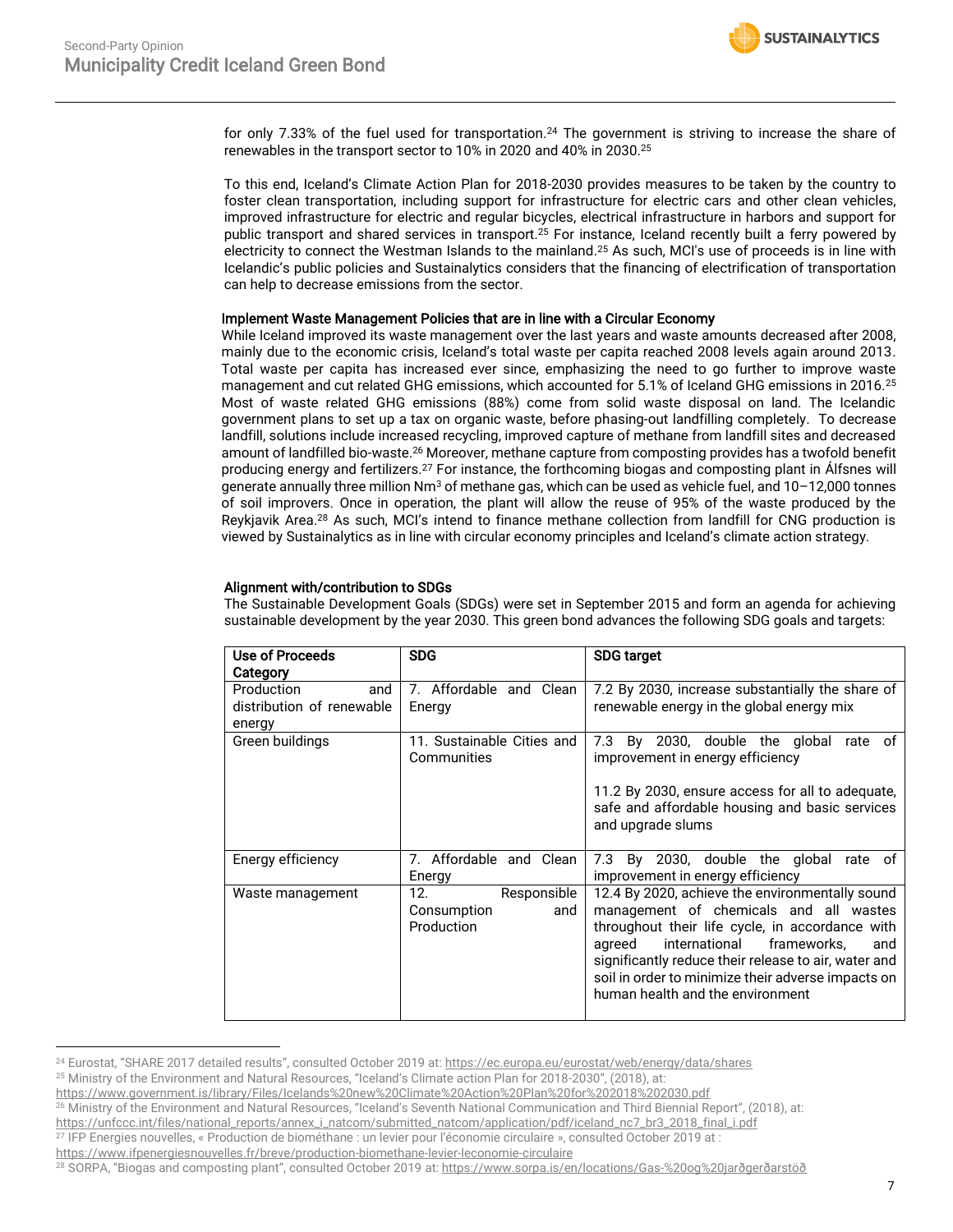for only 7.33% of the fuel used for transportation.[24] The government is striving to increase the share of renewables in the transport sector to 10% in 2020 and 40% in 2030.[25]

To this end, Iceland's Climate Action Plan for 2018-2030 provides measures to be taken by the country to foster clean transportation, including support for infrastructure for electric cars and other clean vehicles, improved infrastructure for electric and regular bicycles, electrical infrastructure in harbors and support for public transport and shared services in transport.[25] For instance, Iceland recently built a ferry powered by electricity to connect the Westman Islands to the mainland.[25] As such, MCI's use of proceeds is in line with Icelandic's public policies and Sustainalytics considers that the financing of electrification of transportation can help to decrease emissions from the sector.

#### Implement Waste Management Policies that are in line with a Circular Economy

While Iceland improved its waste management over the last years and waste amounts decreased after 2008, mainly due to the economic crisis, Iceland's total waste per capita reached 2008 levels again around 2013. Total waste per capita has increased ever since, emphasizing the need to go further to improve waste management and cut related GHG emissions, which accounted for 5.1% of Iceland GHG emissions in 2016.[25] Most of waste related GHG emissions (88%) come from solid waste disposal on land. The Icelandic government plans to set up a tax on organic waste, before phasing-out landfilling completely. To decrease landfill, solutions include increased recycling, improved capture of methane from landfill sites and decreased amount of landfilled bio-waste.[26] Moreover, methane capture from composting provides has a twofold benefit producing energy and fertilizers.[27] For instance, the forthcoming biogas and composting plant in Álfsnes will generate annually three million Nm³ of methane gas, which can be used as vehicle fuel, and 10–12,000 tonnes of soil improvers. Once in operation, the plant will allow the reuse of 95% of the waste produced by the Reykjavik Area.[28] As such, MCI's intend to finance methane collection from landfill for CNG production is viewed by Sustainalytics as in line with circular economy principles and Iceland's climate action strategy.

#### Alignment with/contribution to SDGs

The Sustainable Development Goals (SDGs) were set in September 2015 and form an agenda for achieving sustainable development by the year 2030. This green bond advances the following SDG goals and targets:

| Use of Proceeds Category | SDG | SDG target |
|---|---|---|
| Production and distribution of renewable energy | 7. Affordable and Clean Energy | 7.2 By 2030, increase substantially the share of renewable energy in the global energy mix |
| Green buildings | 11. Sustainable Cities and Communities | 7.3 By 2030, double the global rate of improvement in energy efficiency<br><br>11.2 By 2030, ensure access for all to adequate, safe and affordable housing and basic services and upgrade slums |
| Energy efficiency | 7. Affordable and Clean Energy | 7.3 By 2030, double the global rate of improvement in energy efficiency |
| Waste management | 12. Responsible Consumption and Production | 12.4 By 2020, achieve the environmentally sound management of chemicals and all wastes throughout their life cycle, in accordance with agreed international frameworks, and significantly reduce their release to air, water and soil in order to minimize their adverse impacts on human health and the environment |

---

[24] Eurostat, "SHARE 2017 detailed results", consulted October 2019 at: https://ec.europa.eu/eurostat/web/energy/data/shares

[25] Ministry of the Environment and Natural Resources, "Iceland's Climate action Plan for 2018-2030", (2018), at: https://www.government.is/library/Files/Icelands%20new%20Climate%20Action%20Plan%20for%202018%202030.pdf

[26] Ministry of the Environment and Natural Resources, "Iceland's Seventh National Communication and Third Biennial Report", (2018), at: https://unfccc.int/files/national_reports/annex_i_natcom/submitted_natcom/application/pdf/iceland_nc7_br3_2018_final_i.pdf

[27] IFP Energies nouvelles, « Production de biométhane : un levier pour l'économie circulaire », consulted October 2019 at : https://www.ifpenergiesnouvelles.fr/breve/production-biomethane-levier-leconomie-circulaire

[28] SORPA, "Biogas and composting plant", consulted October 2019 at: https://www.sorpa.is/en/locations/Gas-%20og%20jarðgerðarstöð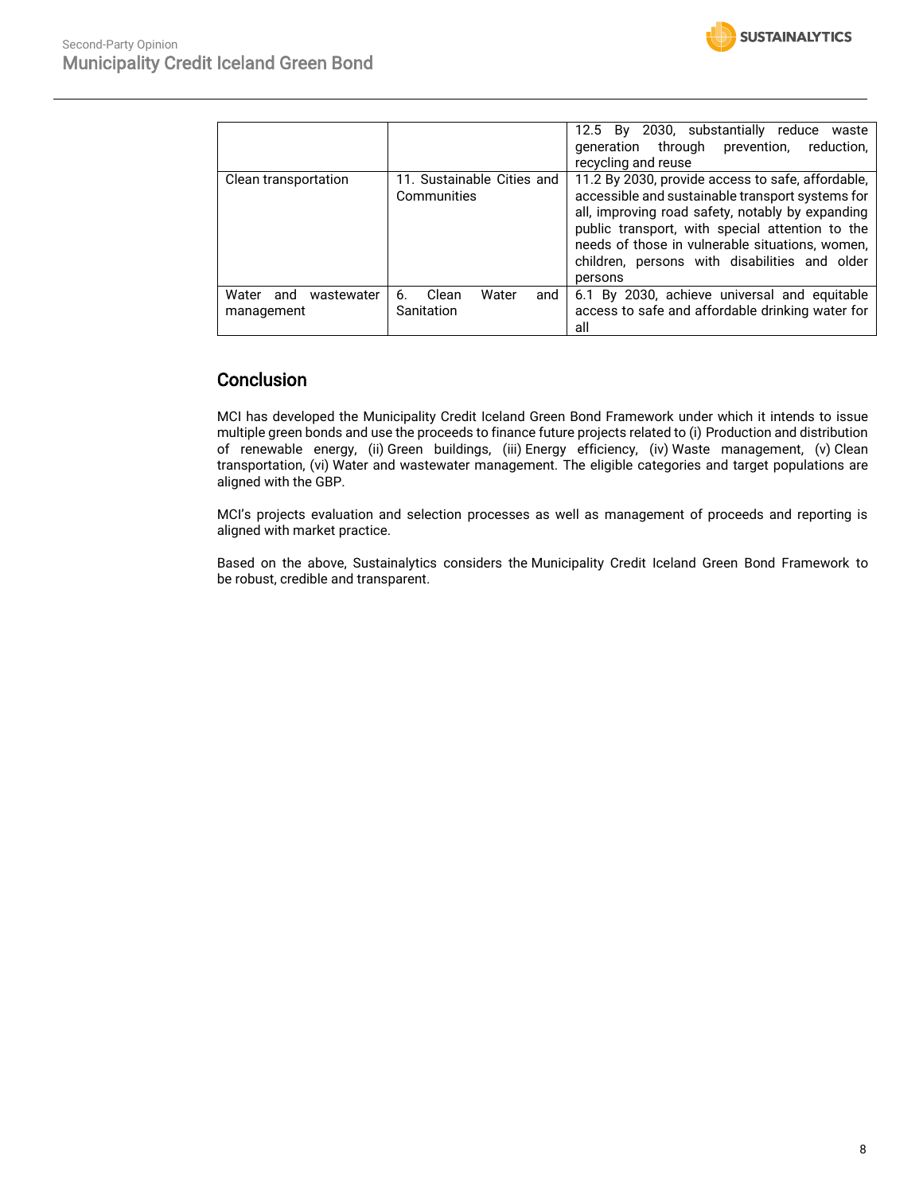| | | |
|---|---|---|
| | | 12.5 By 2030, substantially reduce waste generation through prevention, reduction, recycling and reuse |
| Clean transportation | 11. Sustainable Cities and Communities | 11.2 By 2030, provide access to safe, affordable, accessible and sustainable transport systems for all, improving road safety, notably by expanding public transport, with special attention to the needs of those in vulnerable situations, women, children, persons with disabilities and older persons |
| Water and wastewater management | 6. Clean Water and Sanitation | 6.1 By 2030, achieve universal and equitable access to safe and affordable drinking water for all |

## Conclusion

MCI has developed the Municipality Credit Iceland Green Bond Framework under which it intends to issue multiple green bonds and use the proceeds to finance future projects related to (i) Production and distribution of renewable energy, (ii) Green buildings, (iii) Energy efficiency, (iv) Waste management, (v) Clean transportation, (vi) Water and wastewater management. The eligible categories and target populations are aligned with the GBP.

MCI's projects evaluation and selection processes as well as management of proceeds and reporting is aligned with market practice.

Based on the above, Sustainalytics considers the Municipality Credit Iceland Green Bond Framework to be robust, credible and transparent.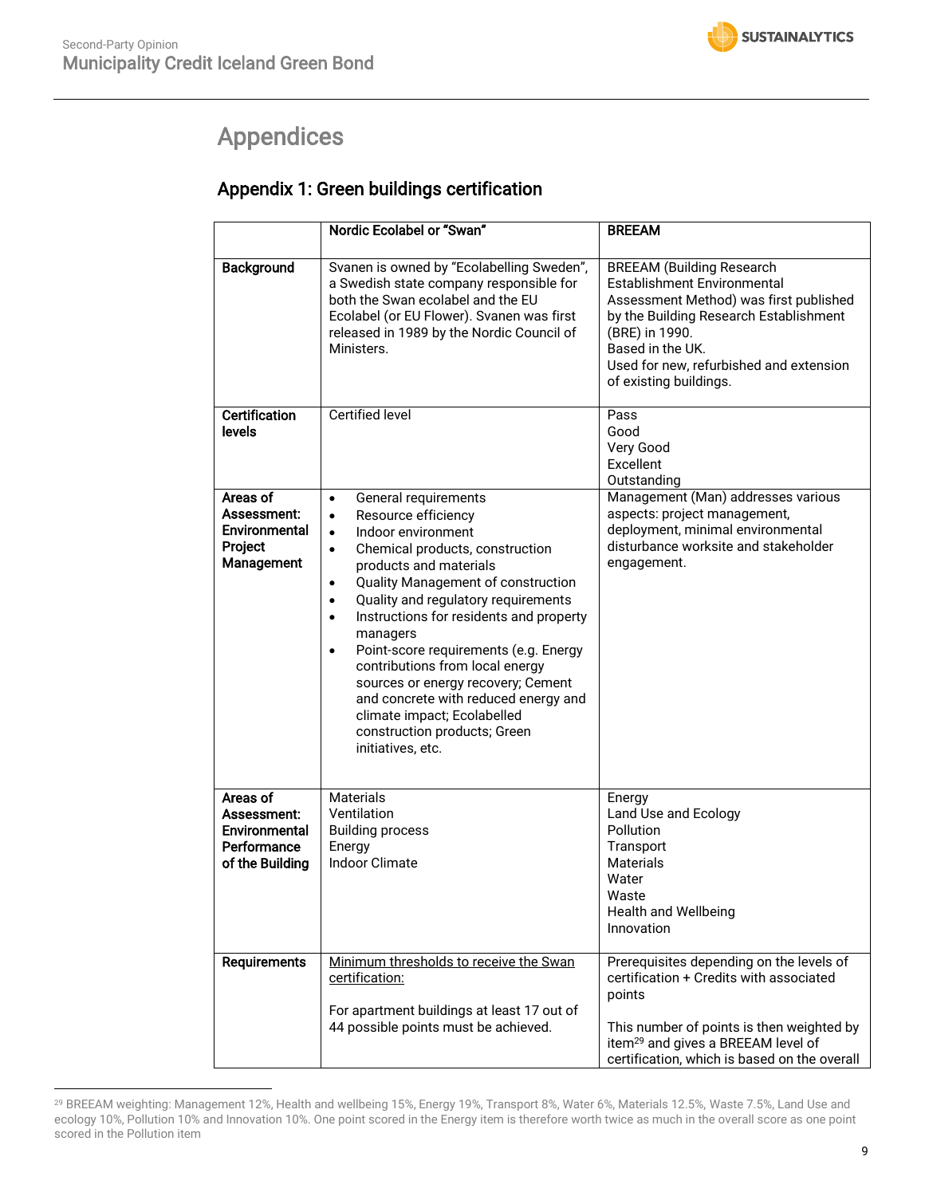# Appendices

## Appendix 1: Green buildings certification

| | Nordic Ecolabel or "Swan" | BREEAM |
|---|---|---|
| **Background** | Svanen is owned by "Ecolabelling Sweden", a Swedish state company responsible for both the Swan ecolabel and the EU Ecolabel (or EU Flower). Svanen was first released in 1989 by the Nordic Council of Ministers. | BREEAM (Building Research Establishment Environmental Assessment Method) was first published by the Building Research Establishment (BRE) in 1990.<br>Based in the UK.<br>Used for new, refurbished and extension of existing buildings. |
| **Certification levels** | Certified level | Pass<br>Good<br>Very Good<br>Excellent<br>Outstanding |
| **Areas of Assessment: Environmental Project Management** | • General requirements<br>• Resource efficiency<br>• Indoor environment<br>• Chemical products, construction products and materials<br>• Quality Management of construction<br>• Quality and regulatory requirements<br>• Instructions for residents and property managers<br>• Point-score requirements (e.g. Energy contributions from local energy sources or energy recovery; Cement and concrete with reduced energy and climate impact; Ecolabelled construction products; Green initiatives, etc. | Management (Man) addresses various aspects: project management, deployment, minimal environmental disturbance worksite and stakeholder engagement. |
| **Areas of Assessment: Environmental Performance of the Building** | Materials<br>Ventilation<br>Building process<br>Energy<br>Indoor Climate | Energy<br>Land Use and Ecology<br>Pollution<br>Transport<br>Materials<br>Water<br>Waste<br>Health and Wellbeing<br>Innovation |
| **Requirements** | <u>Minimum thresholds to receive the Swan certification:</u><br><br>For apartment buildings at least 17 out of 44 possible points must be achieved. | Prerequisites depending on the levels of certification + Credits with associated points<br><br>This number of points is then weighted by item[29] and gives a BREEAM level of certification, which is based on the overall |

[29] BREEAM weighting: Management 12%, Health and wellbeing 15%, Energy 19%, Transport 8%, Water 6%, Materials 12.5%, Waste 7.5%, Land Use and ecology 10%, Pollution 10% and Innovation 10%. One point scored in the Energy item is therefore worth twice as much in the overall score as one point scored in the Pollution item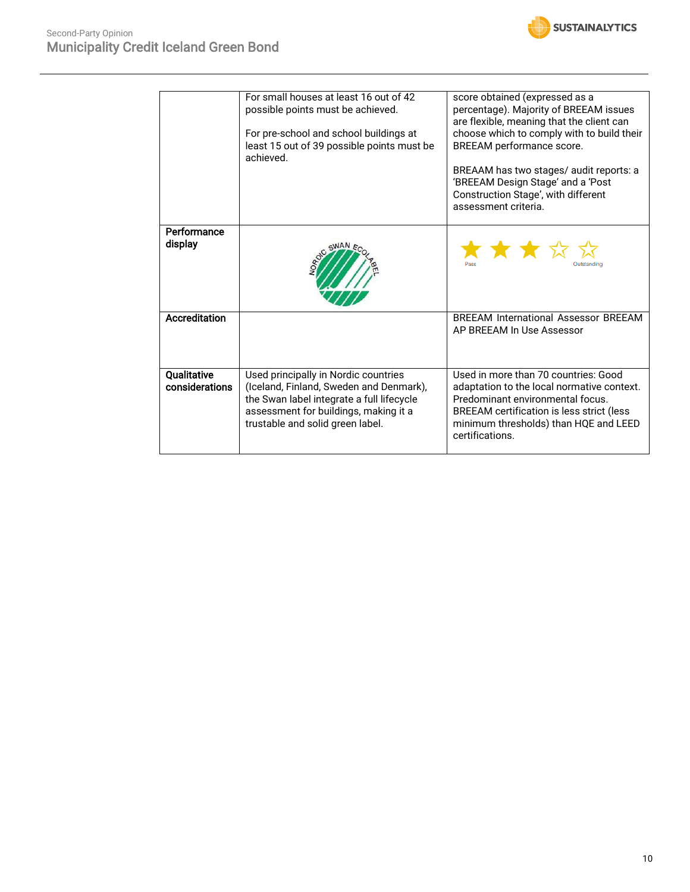| | | |
|---|---|---|
| | For small houses at least 16 out of 42 possible points must be achieved.<br><br>For pre-school and school buildings at least 15 out of 39 possible points must be achieved. | score obtained (expressed as a percentage). Majority of BREEAM issues are flexible, meaning that the client can choose which to comply with to build their BREEAM performance score.<br><br>BREAAM has two stages/ audit reports: a 'BREEAM Design Stage' and a 'Post Construction Stage', with different assessment criteria. |
| **Performance display** | NORDIC SWAN ECOLABEL | Pass ★★★☆☆ Outstanding |
| **Accreditation** | | BREEAM International Assessor BREEAM AP BREEAM In Use Assessor |
| **Qualitative considerations** | Used principally in Nordic countries (Iceland, Finland, Sweden and Denmark), the Swan label integrate a full lifecycle assessment for buildings, making it a trustable and solid green label. | Used in more than 70 countries: Good adaptation to the local normative context. Predominant environmental focus. BREEAM certification is less strict (less minimum thresholds) than HQE and LEED certifications. |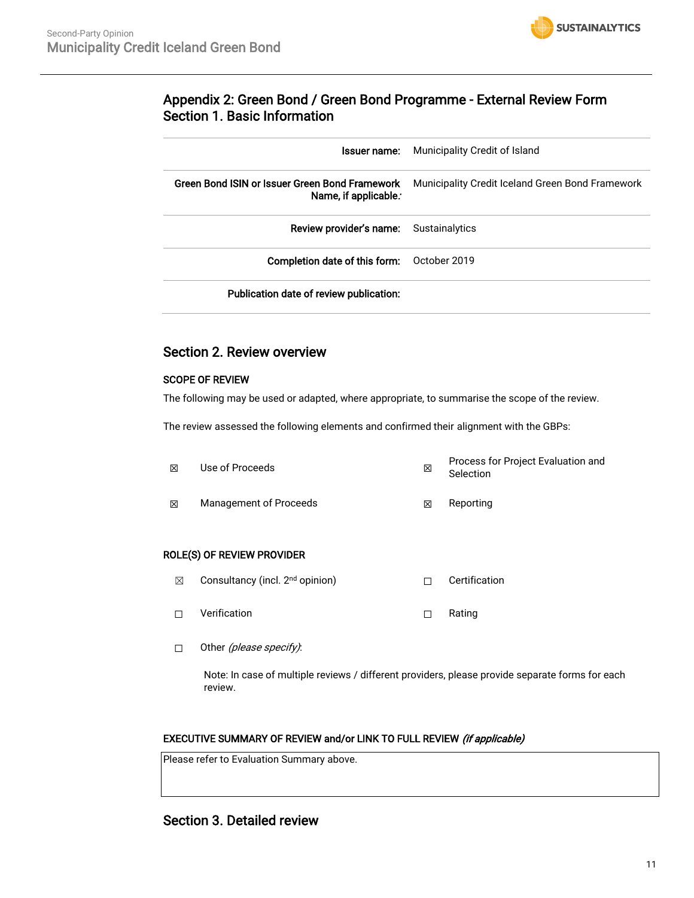## Appendix 2: Green Bond / Green Bond Programme - External Review Form
## Section 1. Basic Information

| | |
|---|---|
| **Issuer name:** | Municipality Credit of Island |
| **Green Bond ISIN or Issuer Green Bond Framework Name, if applicable:** | Municipality Credit Iceland Green Bond Framework |
| **Review provider's name:** | Sustainalytics |
| **Completion date of this form:** | October 2019 |
| **Publication date of review publication:** | |

## Section 2. Review overview

**SCOPE OF REVIEW**

The following may be used or adapted, where appropriate, to summarise the scope of the review.

The review assessed the following elements and confirmed their alignment with the GBPs:

| | | | |
|---|---|---|---|
| ☒ | Use of Proceeds | ☒ | Process for Project Evaluation and Selection |
| ☒ | Management of Proceeds | ☒ | Reporting |

**ROLE(S) OF REVIEW PROVIDER**

| | | | |
|---|---|---|---|
| ☒ | Consultancy (incl. 2nd opinion) | ☐ | Certification |
| ☐ | Verification | ☐ | Rating |
| ☐ | Other *(please specify)*: | | |

Note: In case of multiple reviews / different providers, please provide separate forms for each review.

**EXECUTIVE SUMMARY OF REVIEW and/or LINK TO FULL REVIEW** ***(if applicable)***

| |
|---|
| Please refer to Evaluation Summary above. |

## Section 3. Detailed review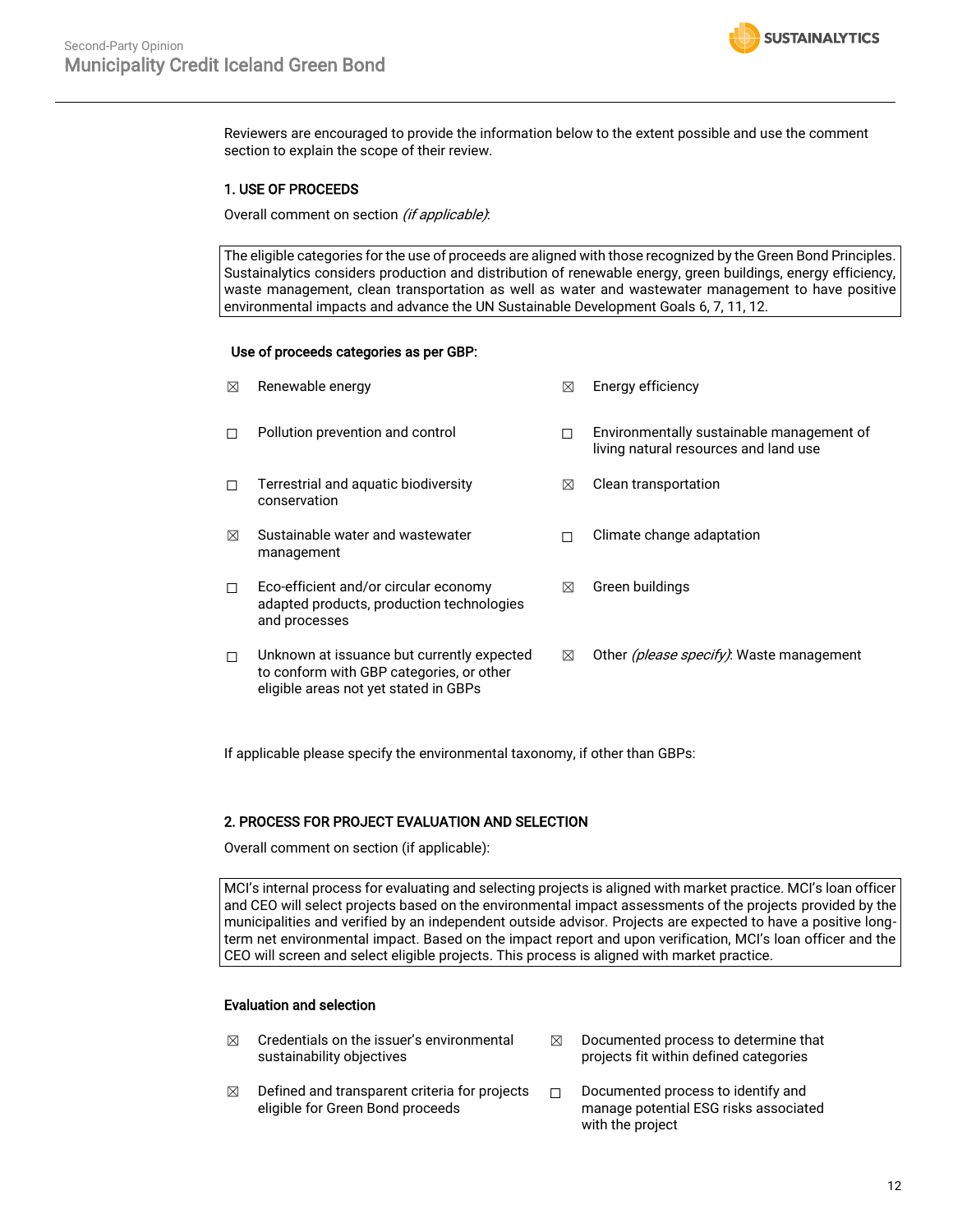Reviewers are encouraged to provide the information below to the extent possible and use the comment section to explain the scope of their review.

## 1. USE OF PROCEEDS

Overall comment on section *(if applicable)*:

| The eligible categories for the use of proceeds are aligned with those recognized by the Green Bond Principles. Sustainalytics considers production and distribution of renewable energy, green buildings, energy efficiency, waste management, clean transportation as well as water and wastewater management to have positive environmental impacts and advance the UN Sustainable Development Goals 6, 7, 11, 12. |
|---|

**Use of proceeds categories as per GBP:**

- ☒ Renewable energy
- ☒ Energy efficiency
- ☐ Pollution prevention and control
- ☐ Environmentally sustainable management of living natural resources and land use
- ☐ Terrestrial and aquatic biodiversity conservation
- ☒ Clean transportation
- ☒ Sustainable water and wastewater management
- ☐ Climate change adaptation
- ☐ Eco-efficient and/or circular economy adapted products, production technologies and processes
- ☒ Green buildings
- ☐ Unknown at issuance but currently expected to conform with GBP categories, or other eligible areas not yet stated in GBPs
- ☒ Other *(please specify)*: Waste management

If applicable please specify the environmental taxonomy, if other than GBPs:

## 2. PROCESS FOR PROJECT EVALUATION AND SELECTION

Overall comment on section (if applicable):

| MCI's internal process for evaluating and selecting projects is aligned with market practice. MCI's loan officer and CEO will select projects based on the environmental impact assessments of the projects provided by the municipalities and verified by an independent outside advisor. Projects are expected to have a positive long-term net environmental impact. Based on the impact report and upon verification, MCI's loan officer and the CEO will screen and select eligible projects. This process is aligned with market practice. |
|---|

**Evaluation and selection**

- ☒ Credentials on the issuer's environmental sustainability objectives
- ☒ Documented process to determine that projects fit within defined categories
- ☒ Defined and transparent criteria for projects eligible for Green Bond proceeds
- ☐ Documented process to identify and manage potential ESG risks associated with the project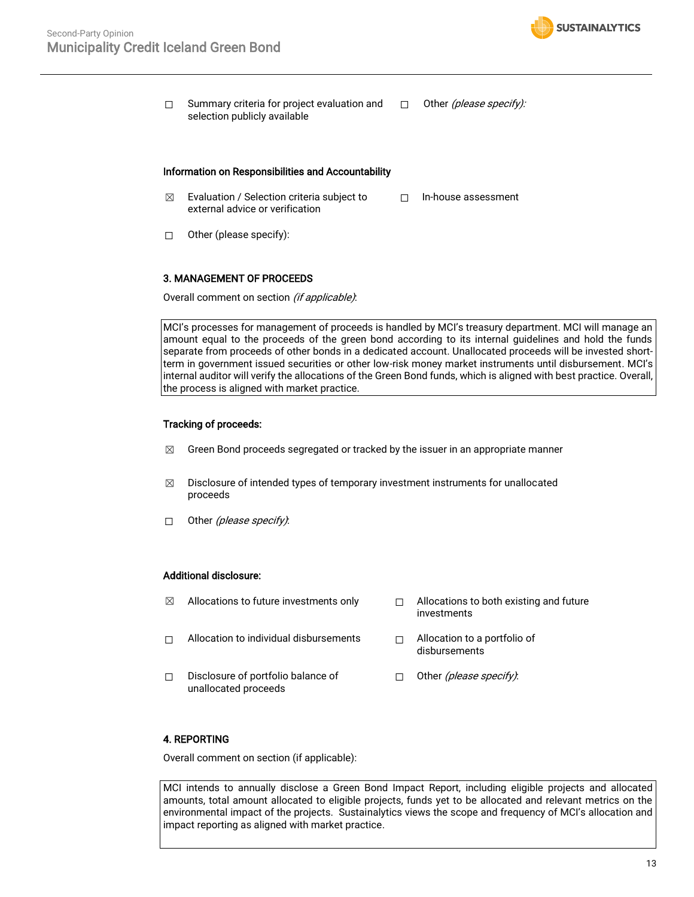☐ Summary criteria for project evaluation and selection publicly available

☐ Other *(please specify):*

**Information on Responsibilities and Accountability**

☒ Evaluation / Selection criteria subject to external advice or verification

☐ In-house assessment

☐ Other (please specify):

**3. MANAGEMENT OF PROCEEDS**

Overall comment on section *(if applicable)*:

MCI's processes for management of proceeds is handled by MCI's treasury department. MCI will manage an amount equal to the proceeds of the green bond according to its internal guidelines and hold the funds separate from proceeds of other bonds in a dedicated account. Unallocated proceeds will be invested short-term in government issued securities or other low-risk money market instruments until disbursement. MCI's internal auditor will verify the allocations of the Green Bond funds, which is aligned with best practice. Overall, the process is aligned with market practice.

**Tracking of proceeds:**

☒ Green Bond proceeds segregated or tracked by the issuer in an appropriate manner

☒ Disclosure of intended types of temporary investment instruments for unallocated proceeds

☐ Other *(please specify)*:

**Additional disclosure:**

☒ Allocations to future investments only

☐ Allocations to both existing and future investments

☐ Allocation to individual disbursements

☐ Allocation to a portfolio of disbursements

☐ Disclosure of portfolio balance of unallocated proceeds

☐ Other *(please specify)*:

**4. REPORTING**

Overall comment on section (if applicable):

MCI intends to annually disclose a Green Bond Impact Report, including eligible projects and allocated amounts, total amount allocated to eligible projects, funds yet to be allocated and relevant metrics on the environmental impact of the projects. Sustainalytics views the scope and frequency of MCI's allocation and impact reporting as aligned with market practice.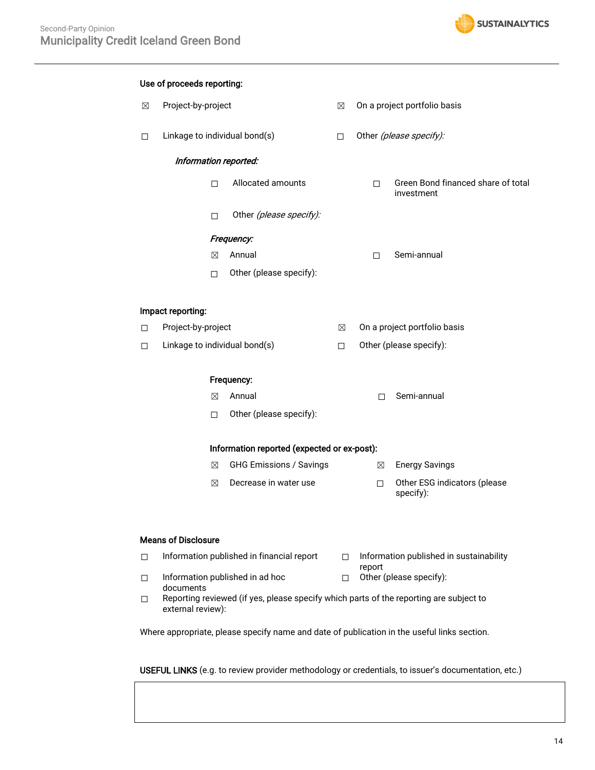**Use of proceeds reporting:**

- ☒ Project-by-project
- ☒ On a project portfolio basis
- ☐ Linkage to individual bond(s)
- ☐ Other *(please specify):*

***Information reported:***

- ☐ Allocated amounts
- ☐ Green Bond financed share of total investment
- ☐ Other *(please specify):*

***Frequency:***

- ☒ Annual
- ☐ Semi-annual
- ☐ Other (please specify):

**Impact reporting:**

- ☐ Project-by-project
- ☒ On a project portfolio basis
- ☐ Linkage to individual bond(s)
- ☐ Other (please specify):

**Frequency:**

- ☒ Annual
- ☐ Semi-annual
- ☐ Other (please specify):

**Information reported (expected or ex-post):**

- ☒ GHG Emissions / Savings
- ☒ Energy Savings
- ☒ Decrease in water use
- ☐ Other ESG indicators (please specify):

**Means of Disclosure**

- ☐ Information published in financial report
- ☐ Information published in sustainability report
- ☐ Information published in ad hoc documents
- ☐ Other (please specify):
- ☐ Reporting reviewed (if yes, please specify which parts of the reporting are subject to external review):

Where appropriate, please specify name and date of publication in the useful links section.

**USEFUL LINKS** (e.g. to review provider methodology or credentials, to issuer's documentation, etc.)

| |
|---|
| |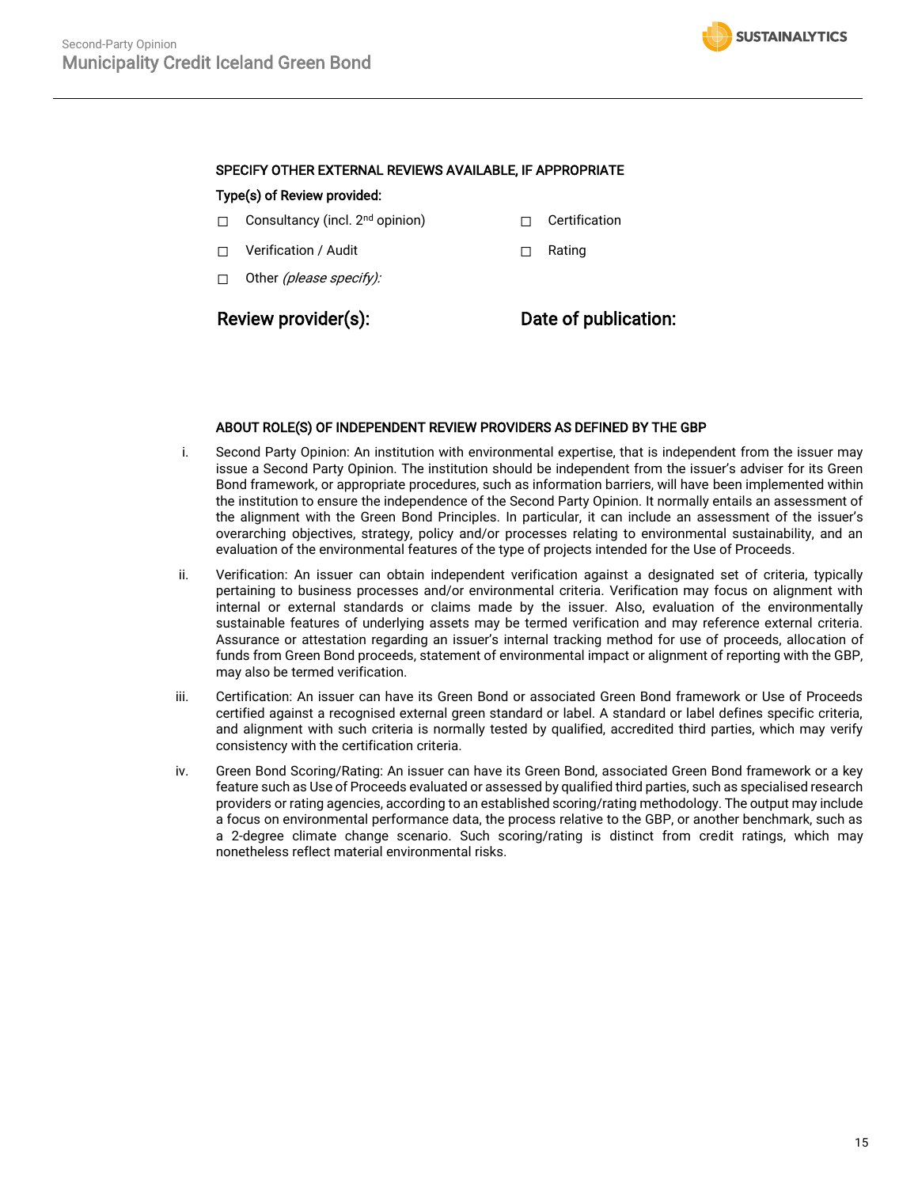**SPECIFY OTHER EXTERNAL REVIEWS AVAILABLE, IF APPROPRIATE**

**Type(s) of Review provided:**

- ☐ Consultancy (incl. 2nd opinion)
- ☐ Certification
- ☐ Verification / Audit
- ☐ Rating
- ☐ Other *(please specify):*

**Review provider(s):** **Date of publication:**

**ABOUT ROLE(S) OF INDEPENDENT REVIEW PROVIDERS AS DEFINED BY THE GBP**

i. Second Party Opinion: An institution with environmental expertise, that is independent from the issuer may issue a Second Party Opinion. The institution should be independent from the issuer's adviser for its Green Bond framework, or appropriate procedures, such as information barriers, will have been implemented within the institution to ensure the independence of the Second Party Opinion. It normally entails an assessment of the alignment with the Green Bond Principles. In particular, it can include an assessment of the issuer's overarching objectives, strategy, policy and/or processes relating to environmental sustainability, and an evaluation of the environmental features of the type of projects intended for the Use of Proceeds.

ii. Verification: An issuer can obtain independent verification against a designated set of criteria, typically pertaining to business processes and/or environmental criteria. Verification may focus on alignment with internal or external standards or claims made by the issuer. Also, evaluation of the environmentally sustainable features of underlying assets may be termed verification and may reference external criteria. Assurance or attestation regarding an issuer's internal tracking method for use of proceeds, allocation of funds from Green Bond proceeds, statement of environmental impact or alignment of reporting with the GBP, may also be termed verification.

iii. Certification: An issuer can have its Green Bond or associated Green Bond framework or Use of Proceeds certified against a recognised external green standard or label. A standard or label defines specific criteria, and alignment with such criteria is normally tested by qualified, accredited third parties, which may verify consistency with the certification criteria.

iv. Green Bond Scoring/Rating: An issuer can have its Green Bond, associated Green Bond framework or a key feature such as Use of Proceeds evaluated or assessed by qualified third parties, such as specialised research providers or rating agencies, according to an established scoring/rating methodology. The output may include a focus on environmental performance data, the process relative to the GBP, or another benchmark, such as a 2-degree climate change scenario. Such scoring/rating is distinct from credit ratings, which may nonetheless reflect material environmental risks.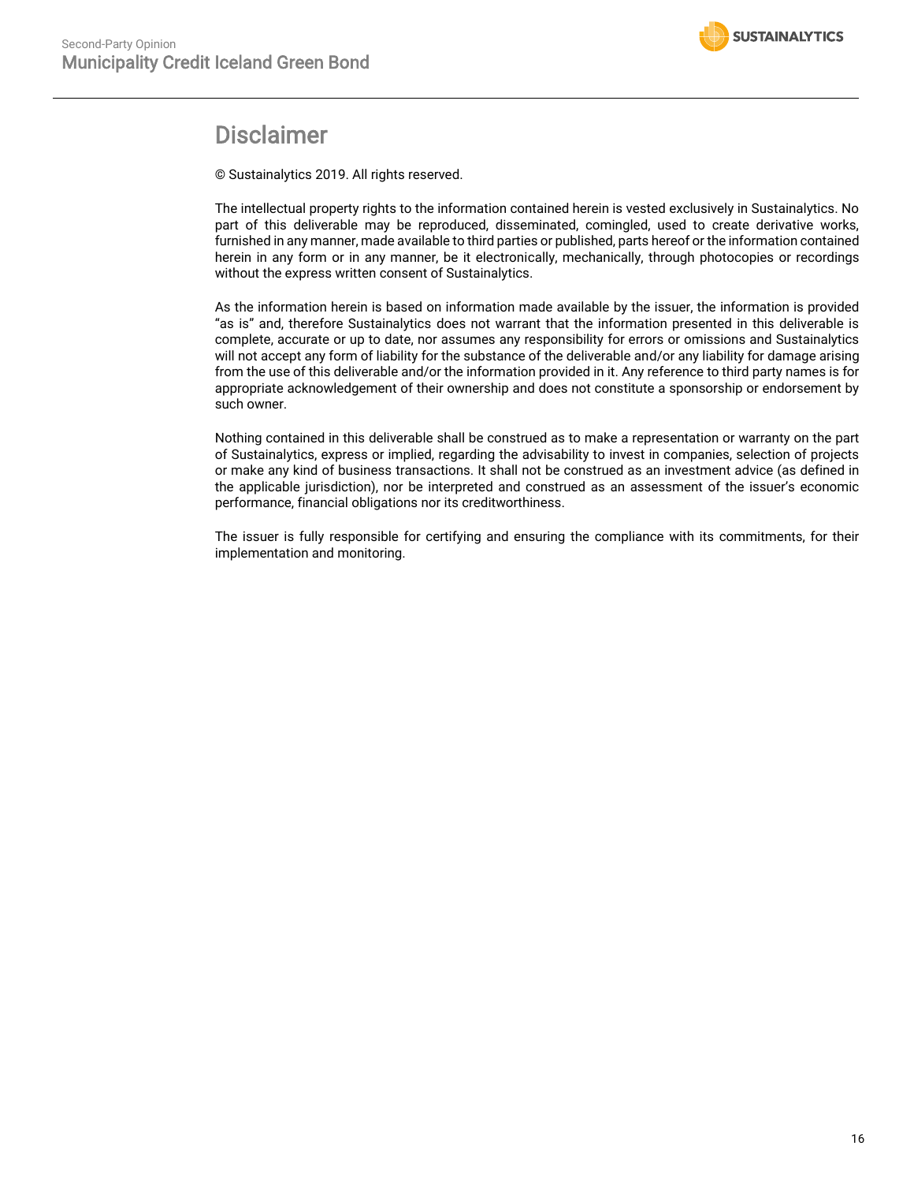# Disclaimer

© Sustainalytics 2019. All rights reserved.

The intellectual property rights to the information contained herein is vested exclusively in Sustainalytics. No part of this deliverable may be reproduced, disseminated, comingled, used to create derivative works, furnished in any manner, made available to third parties or published, parts hereof or the information contained herein in any form or in any manner, be it electronically, mechanically, through photocopies or recordings without the express written consent of Sustainalytics.

As the information herein is based on information made available by the issuer, the information is provided "as is" and, therefore Sustainalytics does not warrant that the information presented in this deliverable is complete, accurate or up to date, nor assumes any responsibility for errors or omissions and Sustainalytics will not accept any form of liability for the substance of the deliverable and/or any liability for damage arising from the use of this deliverable and/or the information provided in it. Any reference to third party names is for appropriate acknowledgement of their ownership and does not constitute a sponsorship or endorsement by such owner.

Nothing contained in this deliverable shall be construed as to make a representation or warranty on the part of Sustainalytics, express or implied, regarding the advisability to invest in companies, selection of projects or make any kind of business transactions. It shall not be construed as an investment advice (as defined in the applicable jurisdiction), nor be interpreted and construed as an assessment of the issuer's economic performance, financial obligations nor its creditworthiness.

The issuer is fully responsible for certifying and ensuring the compliance with its commitments, for their implementation and monitoring.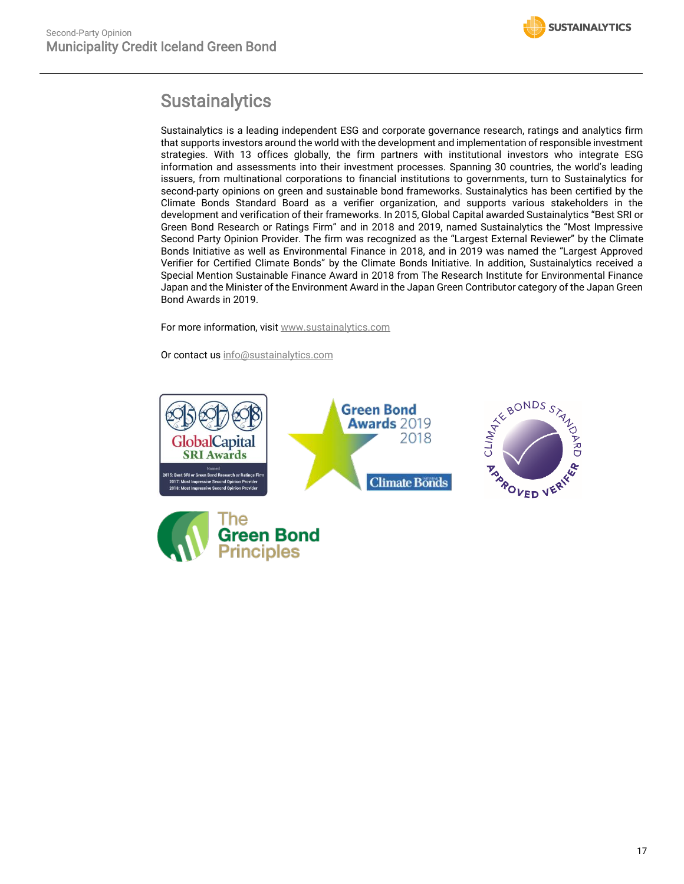# Sustainalytics

Sustainalytics is a leading independent ESG and corporate governance research, ratings and analytics firm that supports investors around the world with the development and implementation of responsible investment strategies. With 13 offices globally, the firm partners with institutional investors who integrate ESG information and assessments into their investment processes. Spanning 30 countries, the world's leading issuers, from multinational corporations to financial institutions to governments, turn to Sustainalytics for second-party opinions on green and sustainable bond frameworks. Sustainalytics has been certified by the Climate Bonds Standard Board as a verifier organization, and supports various stakeholders in the development and verification of their frameworks. In 2015, Global Capital awarded Sustainalytics "Best SRI or Green Bond Research or Ratings Firm" and in 2018 and 2019, named Sustainalytics the "Most Impressive Second Party Opinion Provider. The firm was recognized as the "Largest External Reviewer" by the Climate Bonds Initiative as well as Environmental Finance in 2018, and in 2019 was named the "Largest Approved Verifier for Certified Climate Bonds" by the Climate Bonds Initiative. In addition, Sustainalytics received a Special Mention Sustainable Finance Award in 2018 from The Research Institute for Environmental Finance Japan and the Minister of the Environment Award in the Japan Green Contributor category of the Japan Green Bond Awards in 2019.

For more information, visit www.sustainalytics.com

Or contact us info@sustainalytics.com